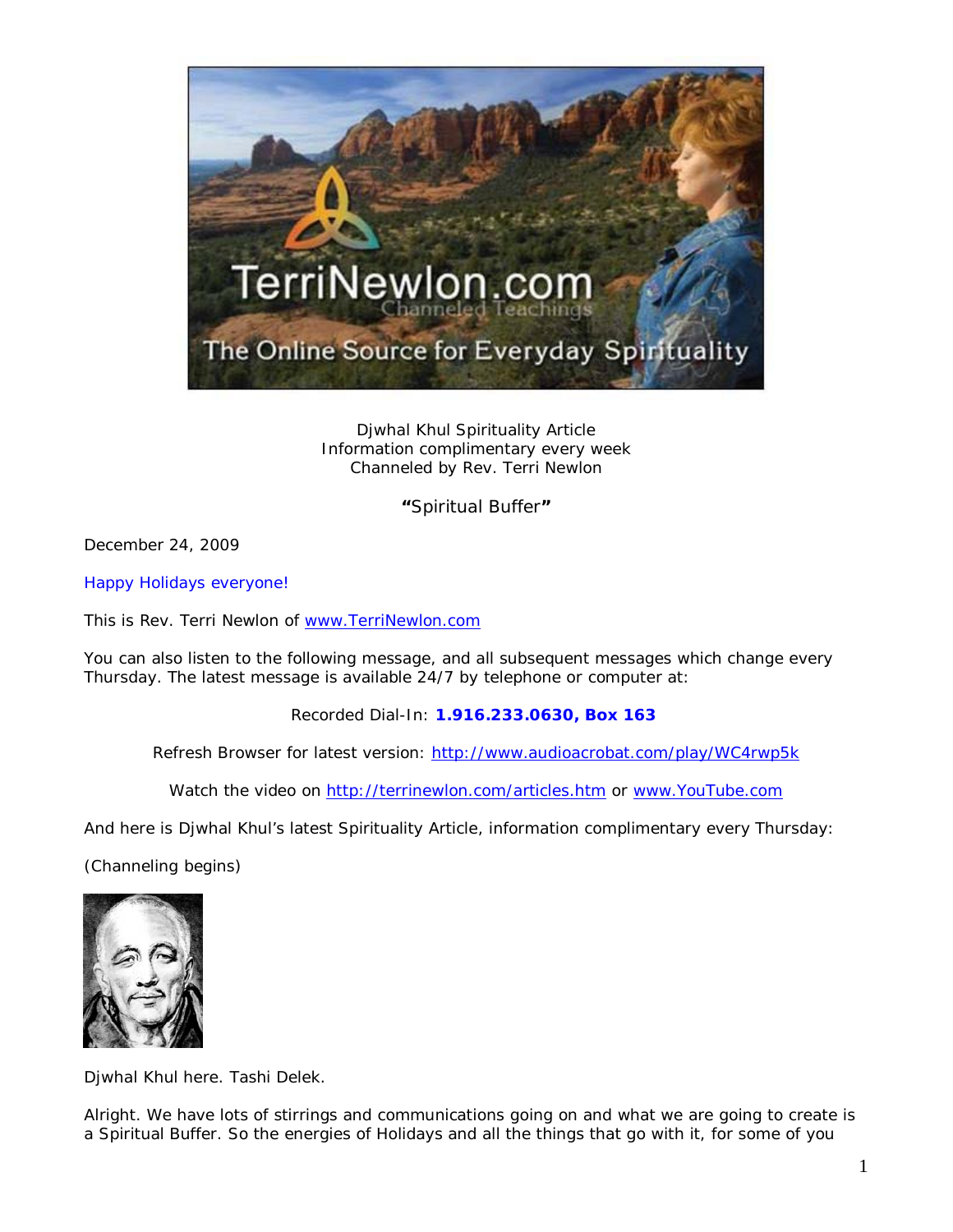Djwhal Khul Spirituality Article
Information complimentary every week
Channeled by Rev. Terri Newlon

**"**Spiritual Buffer**"**

December 24, 2009

Happy Holidays everyone!

This is Rev. Terri Newlon of www.TerriNewlon.com

You can also listen to the following message, and all subsequent messages which change every Thursday. The latest message is available 24/7 by telephone or computer at:

Recorded Dial-In: **1.916.233.0630, Box 163**

Refresh Browser for latest version: http://www.audioacrobat.com/play/WC4rwp5k

Watch the video on http://terrinewlon.com/articles.htm or www.YouTube.com

And here is Djwhal Khul's latest Spirituality Article, information complimentary every Thursday:

(Channeling begins)

Djwhal Khul here. Tashi Delek.

Alright. We have lots of stirrings and communications going on and what we are going to create is a Spiritual Buffer. So the energies of Holidays and all the things that go with it, for some of you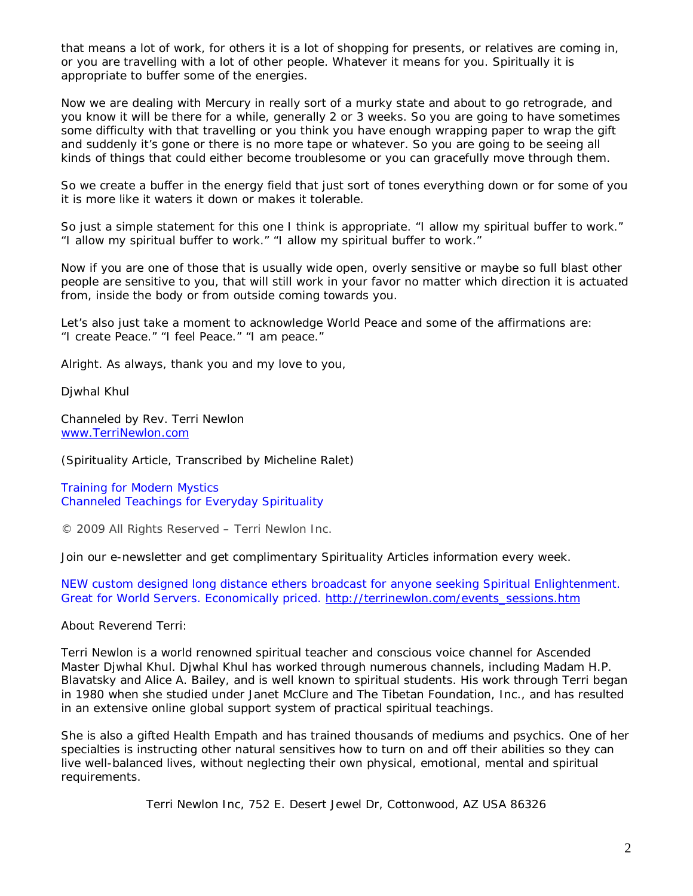that means a lot of work, for others it is a lot of shopping for presents, or relatives are coming in, or you are travelling with a lot of other people. Whatever it means for you. Spiritually it is appropriate to buffer some of the energies.

Now we are dealing with Mercury in really sort of a murky state and about to go retrograde, and you know it will be there for a while, generally 2 or 3 weeks. So you are going to have sometimes some difficulty with that travelling or you think you have enough wrapping paper to wrap the gift and suddenly it's gone or there is no more tape or whatever. So you are going to be seeing all kinds of things that could either become troublesome or you can gracefully move through them.

So we create a buffer in the energy field that just sort of tones everything down or for some of you it is more like it waters it down or makes it tolerable.

So just a simple statement for this one I think is appropriate. "I allow my spiritual buffer to work." "I allow my spiritual buffer to work." "I allow my spiritual buffer to work."

Now if you are one of those that is usually wide open, overly sensitive or maybe so full blast other people are sensitive to you, that will still work in your favor no matter which direction it is actuated from, inside the body or from outside coming towards you.

Let's also just take a moment to acknowledge World Peace and some of the affirmations are: "I create Peace." "I feel Peace." "I am peace."

Alright. As always, thank you and my love to you,

Djwhal Khul

Channeled by Rev. Terri Newlon
www.TerriNewlon.com

(Spirituality Article, Transcribed by Micheline Ralet)

Training for Modern Mystics
Channeled Teachings for Everyday Spirituality

© 2009 All Rights Reserved – Terri Newlon Inc.

Join our e-newsletter and get complimentary Spirituality Articles information every week.

NEW custom designed long distance ethers broadcast for anyone seeking Spiritual Enlightenment. Great for World Servers. Economically priced. http://terrinewlon.com/events_sessions.htm

About Reverend Terri:

Terri Newlon is a world renowned spiritual teacher and conscious voice channel for Ascended Master Djwhal Khul. Djwhal Khul has worked through numerous channels, including Madam H.P. Blavatsky and Alice A. Bailey, and is well known to spiritual students. His work through Terri began in 1980 when she studied under Janet McClure and The Tibetan Foundation, Inc., and has resulted in an extensive online global support system of practical spiritual teachings.

She is also a gifted Health Empath and has trained thousands of mediums and psychics. One of her specialties is instructing other natural sensitives how to turn on and off their abilities so they can live well-balanced lives, without neglecting their own physical, emotional, mental and spiritual requirements.

Terri Newlon Inc, 752 E. Desert Jewel Dr, Cottonwood, AZ USA 86326